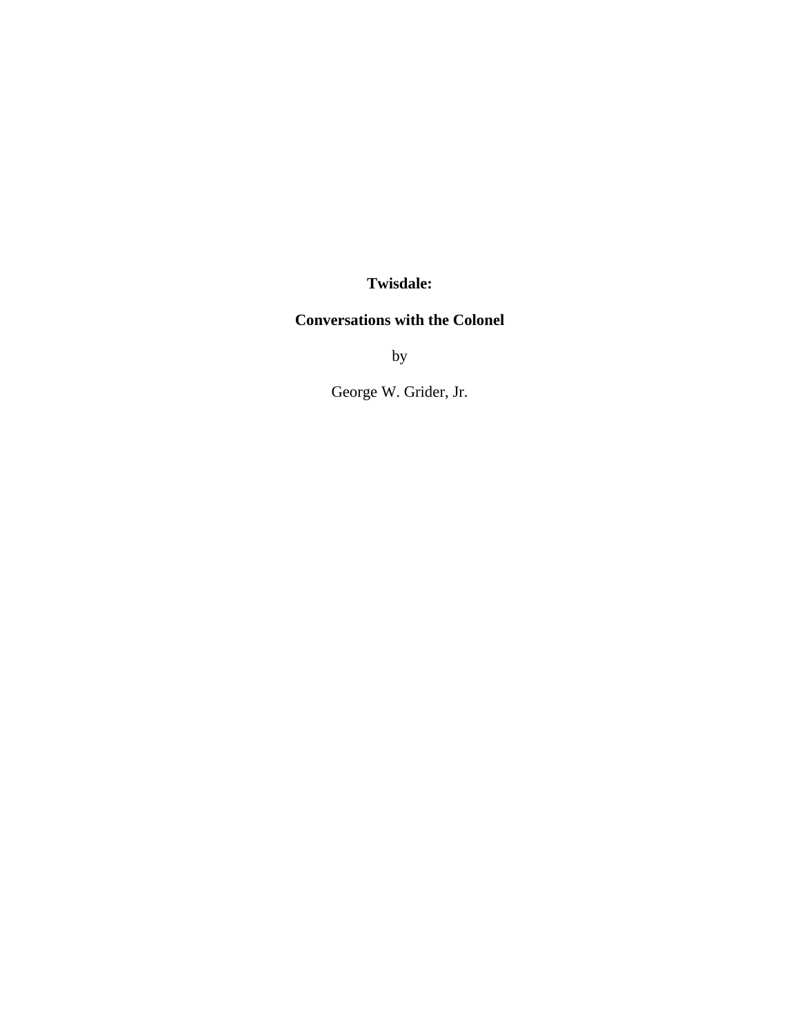# Twisdale:

## Conversations with the Colonel

by

George W. Grider, Jr.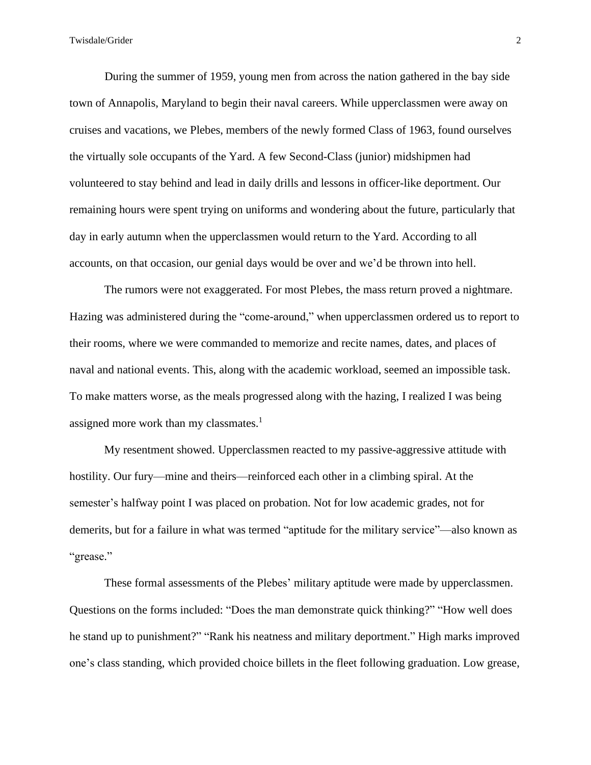During the summer of 1959, young men from across the nation gathered in the bay side town of Annapolis, Maryland to begin their naval careers. While upperclassmen were away on cruises and vacations, we Plebes, members of the newly formed Class of 1963, found ourselves the virtually sole occupants of the Yard. A few Second-Class (junior) midshipmen had volunteered to stay behind and lead in daily drills and lessons in officer-like deportment. Our remaining hours were spent trying on uniforms and wondering about the future, particularly that day in early autumn when the upperclassmen would return to the Yard. According to all accounts, on that occasion, our genial days would be over and we'd be thrown into hell.

The rumors were not exaggerated. For most Plebes, the mass return proved a nightmare. Hazing was administered during the "come-around," when upperclassmen ordered us to report to their rooms, where we were commanded to memorize and recite names, dates, and places of naval and national events. This, along with the academic workload, seemed an impossible task. To make matters worse, as the meals progressed along with the hazing, I realized I was being assigned more work than my classmates.[1]

My resentment showed. Upperclassmen reacted to my passive-aggressive attitude with hostility. Our fury—mine and theirs—reinforced each other in a climbing spiral. At the semester's halfway point I was placed on probation. Not for low academic grades, not for demerits, but for a failure in what was termed "aptitude for the military service"—also known as "grease."

These formal assessments of the Plebes' military aptitude were made by upperclassmen. Questions on the forms included: "Does the man demonstrate quick thinking?" "How well does he stand up to punishment?" "Rank his neatness and military deportment." High marks improved one's class standing, which provided choice billets in the fleet following graduation. Low grease,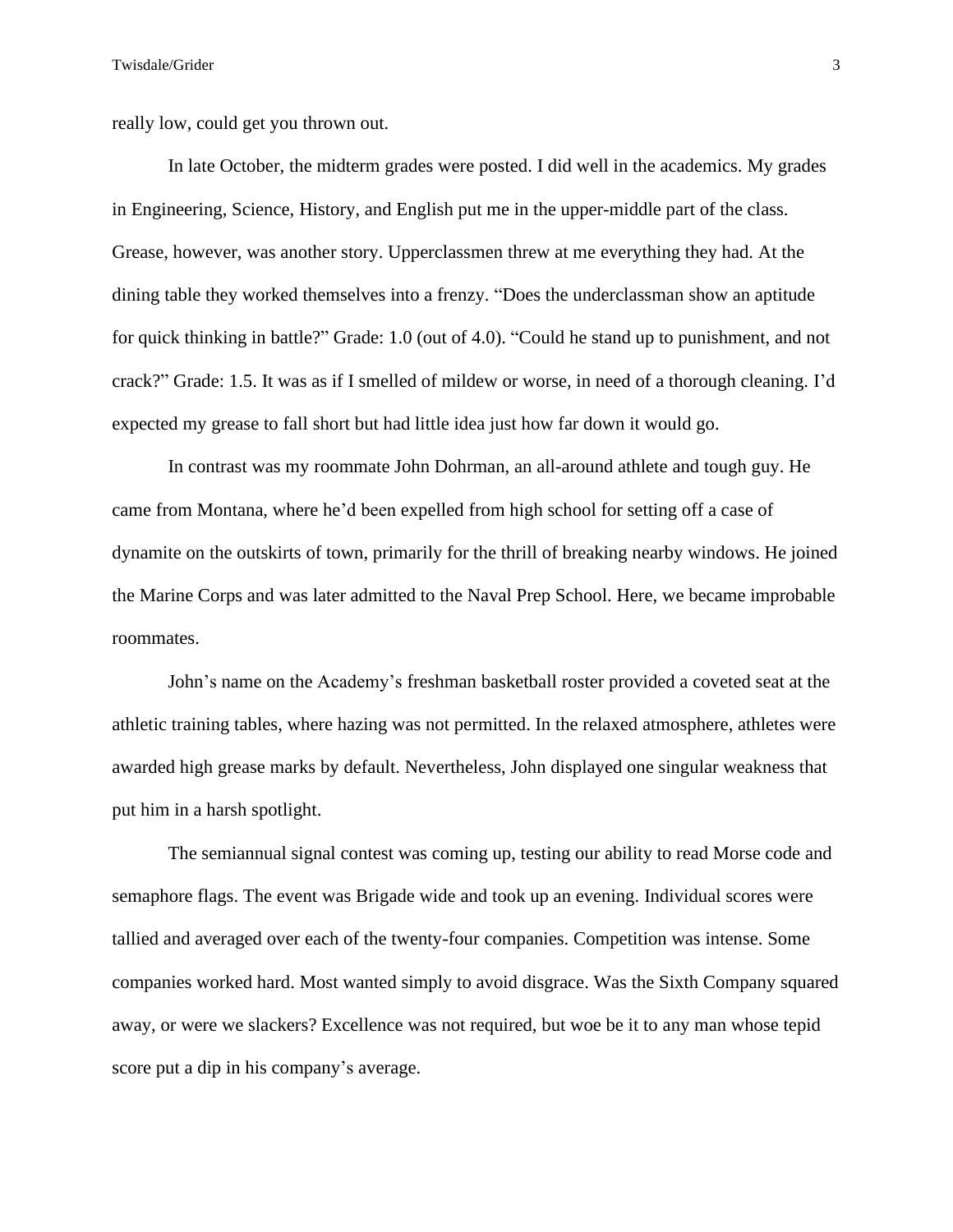really low, could get you thrown out.

In late October, the midterm grades were posted. I did well in the academics. My grades in Engineering, Science, History, and English put me in the upper-middle part of the class. Grease, however, was another story. Upperclassmen threw at me everything they had. At the dining table they worked themselves into a frenzy. "Does the underclassman show an aptitude for quick thinking in battle?" Grade: 1.0 (out of 4.0). "Could he stand up to punishment, and not crack?" Grade: 1.5. It was as if I smelled of mildew or worse, in need of a thorough cleaning. I'd expected my grease to fall short but had little idea just how far down it would go.

In contrast was my roommate John Dohrman, an all-around athlete and tough guy. He came from Montana, where he'd been expelled from high school for setting off a case of dynamite on the outskirts of town, primarily for the thrill of breaking nearby windows. He joined the Marine Corps and was later admitted to the Naval Prep School. Here, we became improbable roommates.

John's name on the Academy's freshman basketball roster provided a coveted seat at the athletic training tables, where hazing was not permitted. In the relaxed atmosphere, athletes were awarded high grease marks by default. Nevertheless, John displayed one singular weakness that put him in a harsh spotlight.

The semiannual signal contest was coming up, testing our ability to read Morse code and semaphore flags. The event was Brigade wide and took up an evening. Individual scores were tallied and averaged over each of the twenty-four companies. Competition was intense. Some companies worked hard. Most wanted simply to avoid disgrace. Was the Sixth Company squared away, or were we slackers? Excellence was not required, but woe be it to any man whose tepid score put a dip in his company's average.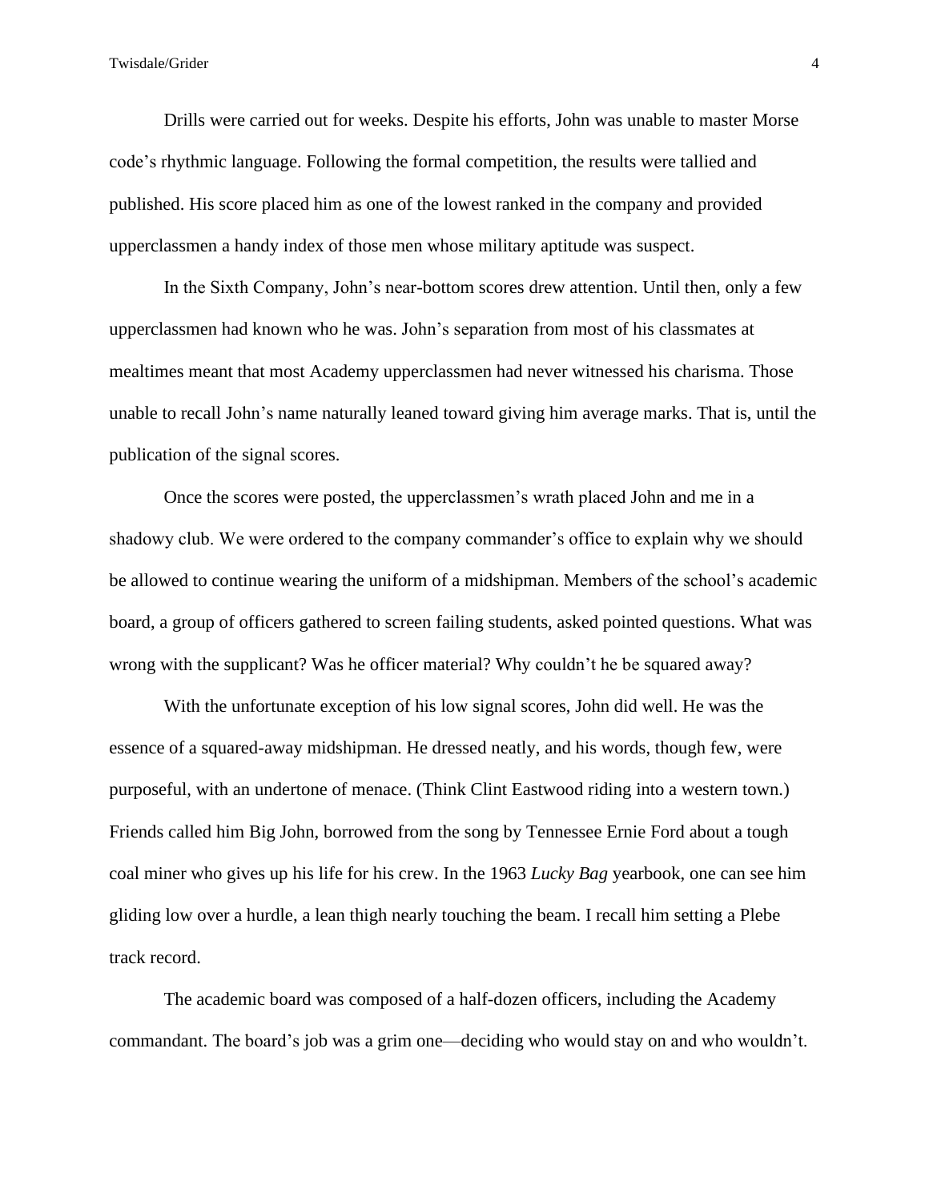Drills were carried out for weeks. Despite his efforts, John was unable to master Morse code's rhythmic language. Following the formal competition, the results were tallied and published. His score placed him as one of the lowest ranked in the company and provided upperclassmen a handy index of those men whose military aptitude was suspect.

In the Sixth Company, John's near-bottom scores drew attention. Until then, only a few upperclassmen had known who he was. John's separation from most of his classmates at mealtimes meant that most Academy upperclassmen had never witnessed his charisma. Those unable to recall John's name naturally leaned toward giving him average marks. That is, until the publication of the signal scores.

Once the scores were posted, the upperclassmen's wrath placed John and me in a shadowy club. We were ordered to the company commander's office to explain why we should be allowed to continue wearing the uniform of a midshipman. Members of the school's academic board, a group of officers gathered to screen failing students, asked pointed questions. What was wrong with the supplicant? Was he officer material? Why couldn't he be squared away?

With the unfortunate exception of his low signal scores, John did well. He was the essence of a squared-away midshipman. He dressed neatly, and his words, though few, were purposeful, with an undertone of menace. (Think Clint Eastwood riding into a western town.) Friends called him Big John, borrowed from the song by Tennessee Ernie Ford about a tough coal miner who gives up his life for his crew. In the 1963 *Lucky Bag* yearbook, one can see him gliding low over a hurdle, a lean thigh nearly touching the beam. I recall him setting a Plebe track record.

The academic board was composed of a half-dozen officers, including the Academy commandant. The board's job was a grim one—deciding who would stay on and who wouldn't.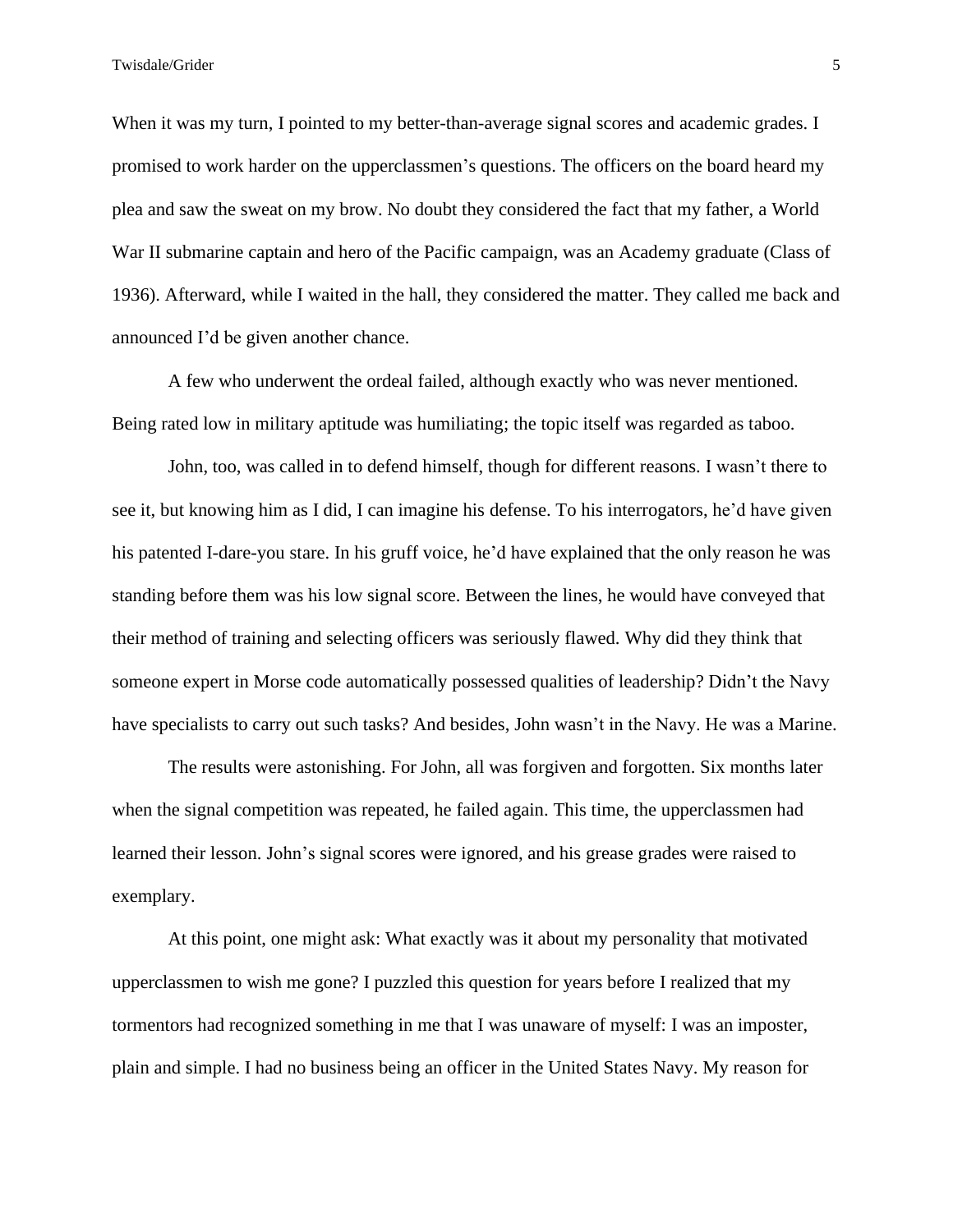When it was my turn, I pointed to my better-than-average signal scores and academic grades. I promised to work harder on the upperclassmen's questions. The officers on the board heard my plea and saw the sweat on my brow. No doubt they considered the fact that my father, a World War II submarine captain and hero of the Pacific campaign, was an Academy graduate (Class of 1936). Afterward, while I waited in the hall, they considered the matter. They called me back and announced I'd be given another chance.

A few who underwent the ordeal failed, although exactly who was never mentioned. Being rated low in military aptitude was humiliating; the topic itself was regarded as taboo.

John, too, was called in to defend himself, though for different reasons. I wasn't there to see it, but knowing him as I did, I can imagine his defense. To his interrogators, he'd have given his patented I-dare-you stare. In his gruff voice, he'd have explained that the only reason he was standing before them was his low signal score. Between the lines, he would have conveyed that their method of training and selecting officers was seriously flawed. Why did they think that someone expert in Morse code automatically possessed qualities of leadership? Didn't the Navy have specialists to carry out such tasks? And besides, John wasn't in the Navy. He was a Marine.

The results were astonishing. For John, all was forgiven and forgotten. Six months later when the signal competition was repeated, he failed again. This time, the upperclassmen had learned their lesson. John's signal scores were ignored, and his grease grades were raised to exemplary.

At this point, one might ask: What exactly was it about my personality that motivated upperclassmen to wish me gone? I puzzled this question for years before I realized that my tormentors had recognized something in me that I was unaware of myself: I was an imposter, plain and simple. I had no business being an officer in the United States Navy. My reason for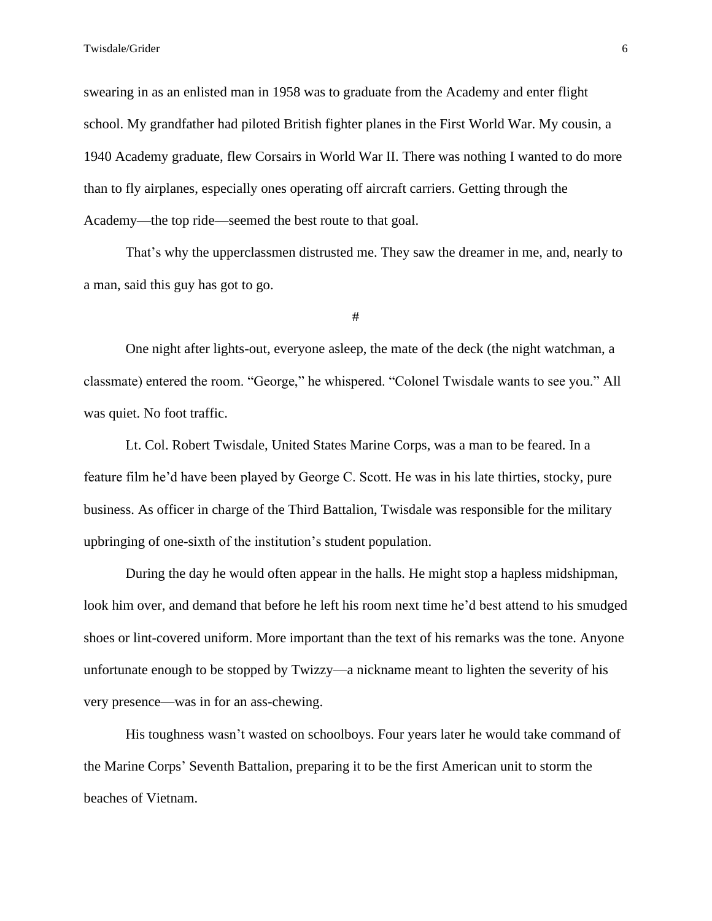swearing in as an enlisted man in 1958 was to graduate from the Academy and enter flight school. My grandfather had piloted British fighter planes in the First World War. My cousin, a 1940 Academy graduate, flew Corsairs in World War II. There was nothing I wanted to do more than to fly airplanes, especially ones operating off aircraft carriers. Getting through the Academy—the top ride—seemed the best route to that goal.

That's why the upperclassmen distrusted me. They saw the dreamer in me, and, nearly to a man, said this guy has got to go.

#

One night after lights-out, everyone asleep, the mate of the deck (the night watchman, a classmate) entered the room. "George," he whispered. "Colonel Twisdale wants to see you." All was quiet. No foot traffic.

Lt. Col. Robert Twisdale, United States Marine Corps, was a man to be feared. In a feature film he'd have been played by George C. Scott. He was in his late thirties, stocky, pure business. As officer in charge of the Third Battalion, Twisdale was responsible for the military upbringing of one-sixth of the institution's student population.

During the day he would often appear in the halls. He might stop a hapless midshipman, look him over, and demand that before he left his room next time he'd best attend to his smudged shoes or lint-covered uniform. More important than the text of his remarks was the tone. Anyone unfortunate enough to be stopped by Twizzy—a nickname meant to lighten the severity of his very presence—was in for an ass-chewing.

His toughness wasn't wasted on schoolboys. Four years later he would take command of the Marine Corps' Seventh Battalion, preparing it to be the first American unit to storm the beaches of Vietnam.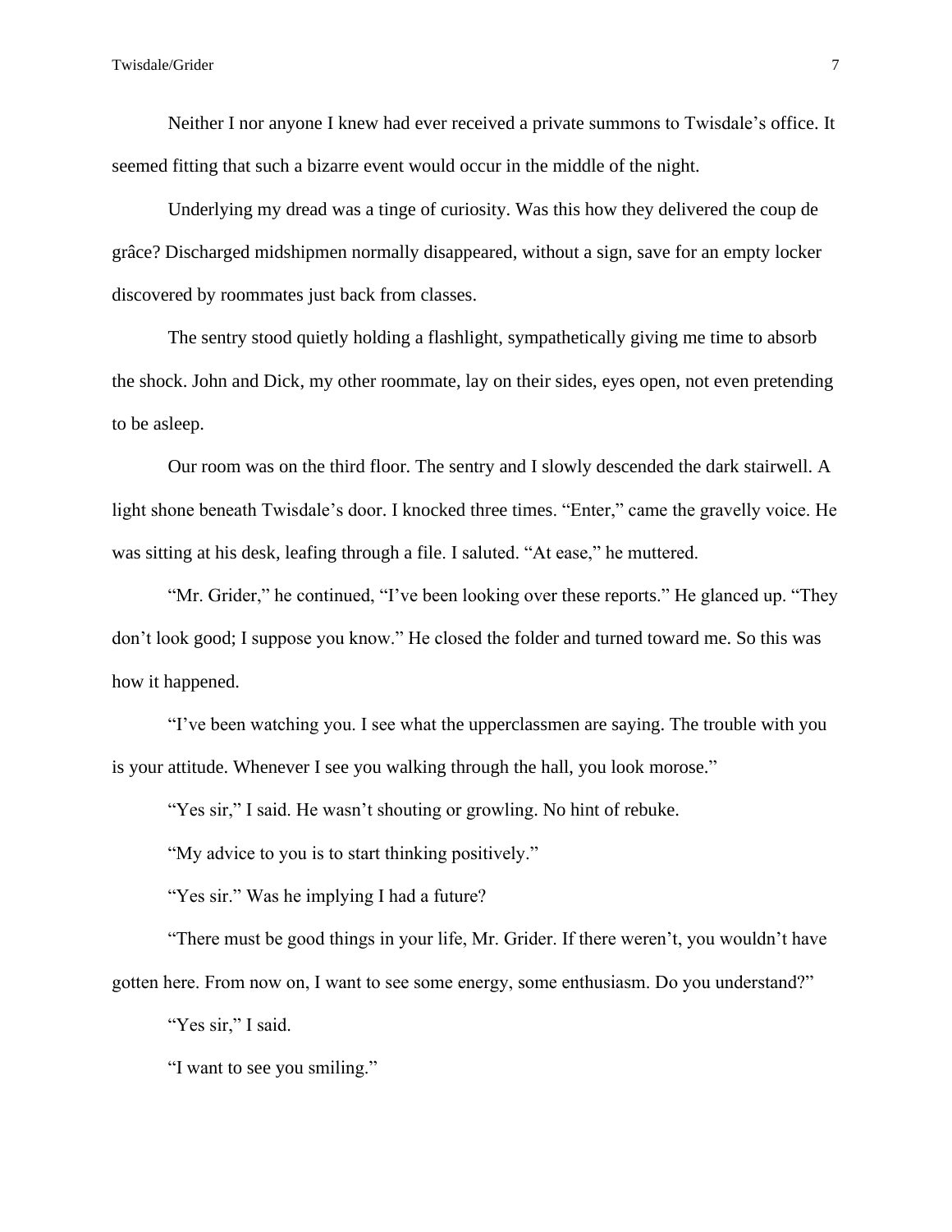Neither I nor anyone I knew had ever received a private summons to Twisdale's office. It seemed fitting that such a bizarre event would occur in the middle of the night.

Underlying my dread was a tinge of curiosity. Was this how they delivered the coup de grâce? Discharged midshipmen normally disappeared, without a sign, save for an empty locker discovered by roommates just back from classes.

The sentry stood quietly holding a flashlight, sympathetically giving me time to absorb the shock. John and Dick, my other roommate, lay on their sides, eyes open, not even pretending to be asleep.

Our room was on the third floor. The sentry and I slowly descended the dark stairwell. A light shone beneath Twisdale's door. I knocked three times. "Enter," came the gravelly voice. He was sitting at his desk, leafing through a file. I saluted. "At ease," he muttered.

"Mr. Grider," he continued, "I've been looking over these reports." He glanced up. "They don't look good; I suppose you know." He closed the folder and turned toward me. So this was how it happened.

"I've been watching you. I see what the upperclassmen are saying. The trouble with you is your attitude. Whenever I see you walking through the hall, you look morose."

"Yes sir," I said. He wasn't shouting or growling. No hint of rebuke.

"My advice to you is to start thinking positively."

"Yes sir." Was he implying I had a future?

"There must be good things in your life, Mr. Grider. If there weren't, you wouldn't have gotten here. From now on, I want to see some energy, some enthusiasm. Do you understand?"

"Yes sir," I said.

"I want to see you smiling."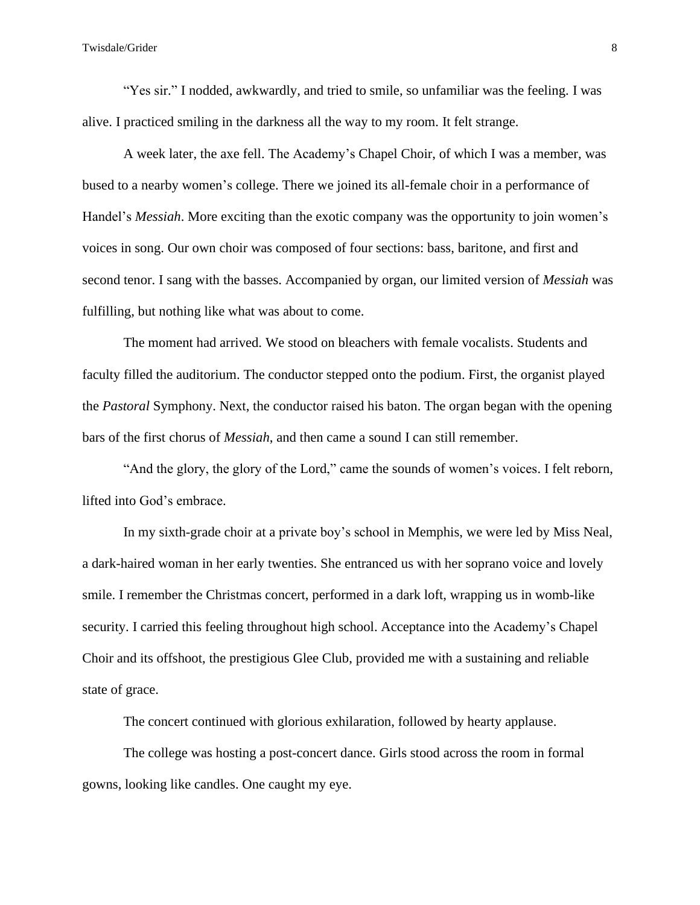"Yes sir." I nodded, awkwardly, and tried to smile, so unfamiliar was the feeling. I was alive. I practiced smiling in the darkness all the way to my room. It felt strange.

A week later, the axe fell. The Academy's Chapel Choir, of which I was a member, was bused to a nearby women's college. There we joined its all-female choir in a performance of Handel's *Messiah*. More exciting than the exotic company was the opportunity to join women's voices in song. Our own choir was composed of four sections: bass, baritone, and first and second tenor. I sang with the basses. Accompanied by organ, our limited version of *Messiah* was fulfilling, but nothing like what was about to come.

The moment had arrived. We stood on bleachers with female vocalists. Students and faculty filled the auditorium. The conductor stepped onto the podium. First, the organist played the *Pastoral* Symphony. Next, the conductor raised his baton. The organ began with the opening bars of the first chorus of *Messiah*, and then came a sound I can still remember.

"And the glory, the glory of the Lord," came the sounds of women's voices. I felt reborn, lifted into God's embrace.

In my sixth-grade choir at a private boy's school in Memphis, we were led by Miss Neal, a dark-haired woman in her early twenties. She entranced us with her soprano voice and lovely smile. I remember the Christmas concert, performed in a dark loft, wrapping us in womb-like security. I carried this feeling throughout high school. Acceptance into the Academy's Chapel Choir and its offshoot, the prestigious Glee Club, provided me with a sustaining and reliable state of grace.

The concert continued with glorious exhilaration, followed by hearty applause.

The college was hosting a post-concert dance. Girls stood across the room in formal gowns, looking like candles. One caught my eye.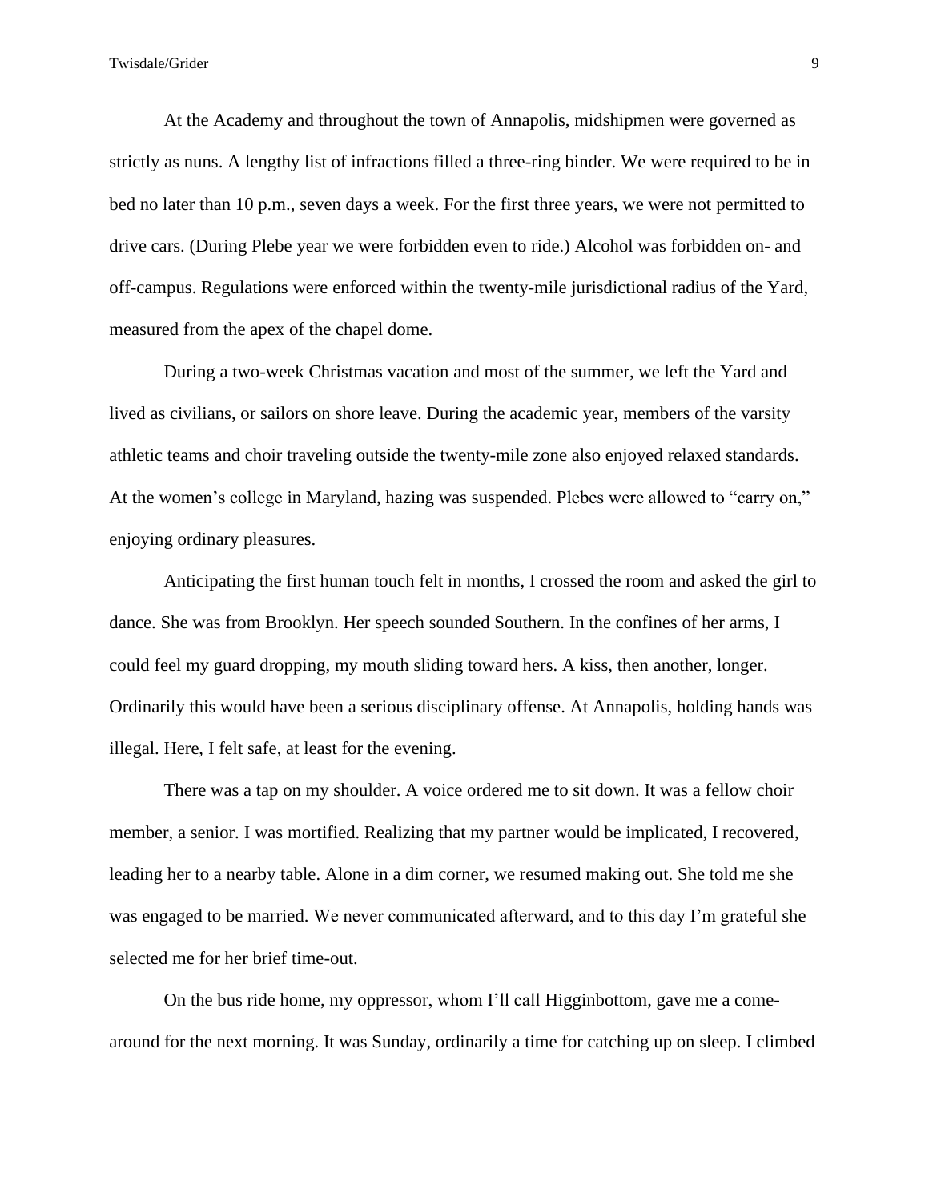At the Academy and throughout the town of Annapolis, midshipmen were governed as strictly as nuns. A lengthy list of infractions filled a three-ring binder. We were required to be in bed no later than 10 p.m., seven days a week. For the first three years, we were not permitted to drive cars. (During Plebe year we were forbidden even to ride.) Alcohol was forbidden on- and off-campus. Regulations were enforced within the twenty-mile jurisdictional radius of the Yard, measured from the apex of the chapel dome.

During a two-week Christmas vacation and most of the summer, we left the Yard and lived as civilians, or sailors on shore leave. During the academic year, members of the varsity athletic teams and choir traveling outside the twenty-mile zone also enjoyed relaxed standards. At the women's college in Maryland, hazing was suspended. Plebes were allowed to "carry on," enjoying ordinary pleasures.

Anticipating the first human touch felt in months, I crossed the room and asked the girl to dance. She was from Brooklyn. Her speech sounded Southern. In the confines of her arms, I could feel my guard dropping, my mouth sliding toward hers. A kiss, then another, longer. Ordinarily this would have been a serious disciplinary offense. At Annapolis, holding hands was illegal. Here, I felt safe, at least for the evening.

There was a tap on my shoulder. A voice ordered me to sit down. It was a fellow choir member, a senior. I was mortified. Realizing that my partner would be implicated, I recovered, leading her to a nearby table. Alone in a dim corner, we resumed making out. She told me she was engaged to be married. We never communicated afterward, and to this day I'm grateful she selected me for her brief time-out.

On the bus ride home, my oppressor, whom I'll call Higginbottom, gave me a come-around for the next morning. It was Sunday, ordinarily a time for catching up on sleep. I climbed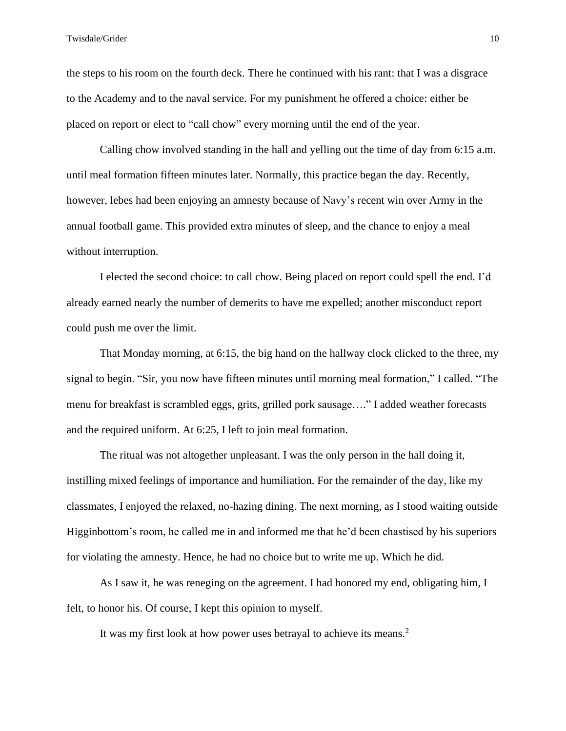the steps to his room on the fourth deck. There he continued with his rant: that I was a disgrace to the Academy and to the naval service. For my punishment he offered a choice: either be placed on report or elect to "call chow" every morning until the end of the year.

Calling chow involved standing in the hall and yelling out the time of day from 6:15 a.m. until meal formation fifteen minutes later. Normally, this practice began the day. Recently, however, lebes had been enjoying an amnesty because of Navy's recent win over Army in the annual football game. This provided extra minutes of sleep, and the chance to enjoy a meal without interruption.

I elected the second choice: to call chow. Being placed on report could spell the end. I'd already earned nearly the number of demerits to have me expelled; another misconduct report could push me over the limit.

That Monday morning, at 6:15, the big hand on the hallway clock clicked to the three, my signal to begin. "Sir, you now have fifteen minutes until morning meal formation," I called. "The menu for breakfast is scrambled eggs, grits, grilled pork sausage…." I added weather forecasts and the required uniform. At 6:25, I left to join meal formation.

The ritual was not altogether unpleasant. I was the only person in the hall doing it, instilling mixed feelings of importance and humiliation. For the remainder of the day, like my classmates, I enjoyed the relaxed, no-hazing dining. The next morning, as I stood waiting outside Higginbottom's room, he called me in and informed me that he'd been chastised by his superiors for violating the amnesty. Hence, he had no choice but to write me up. Which he did.

As I saw it, he was reneging on the agreement. I had honored my end, obligating him, I felt, to honor his. Of course, I kept this opinion to myself.

It was my first look at how power uses betrayal to achieve its means.[2]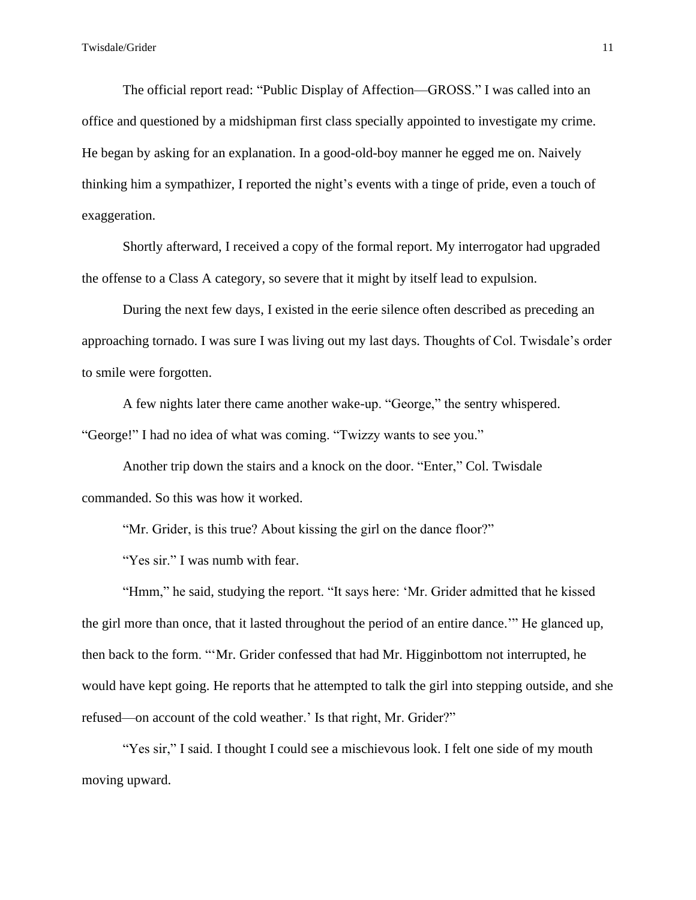The official report read: "Public Display of Affection—GROSS." I was called into an office and questioned by a midshipman first class specially appointed to investigate my crime. He began by asking for an explanation. In a good-old-boy manner he egged me on. Naively thinking him a sympathizer, I reported the night's events with a tinge of pride, even a touch of exaggeration.

Shortly afterward, I received a copy of the formal report. My interrogator had upgraded the offense to a Class A category, so severe that it might by itself lead to expulsion.

During the next few days, I existed in the eerie silence often described as preceding an approaching tornado. I was sure I was living out my last days. Thoughts of Col. Twisdale's order to smile were forgotten.

A few nights later there came another wake-up. "George," the sentry whispered. "George!" I had no idea of what was coming. "Twizzy wants to see you."

Another trip down the stairs and a knock on the door. "Enter," Col. Twisdale commanded. So this was how it worked.

"Mr. Grider, is this true? About kissing the girl on the dance floor?"

"Yes sir." I was numb with fear.

"Hmm," he said, studying the report. "It says here: 'Mr. Grider admitted that he kissed the girl more than once, that it lasted throughout the period of an entire dance.'" He glanced up, then back to the form. "'Mr. Grider confessed that had Mr. Higginbottom not interrupted, he would have kept going. He reports that he attempted to talk the girl into stepping outside, and she refused—on account of the cold weather.' Is that right, Mr. Grider?"

"Yes sir," I said. I thought I could see a mischievous look. I felt one side of my mouth moving upward.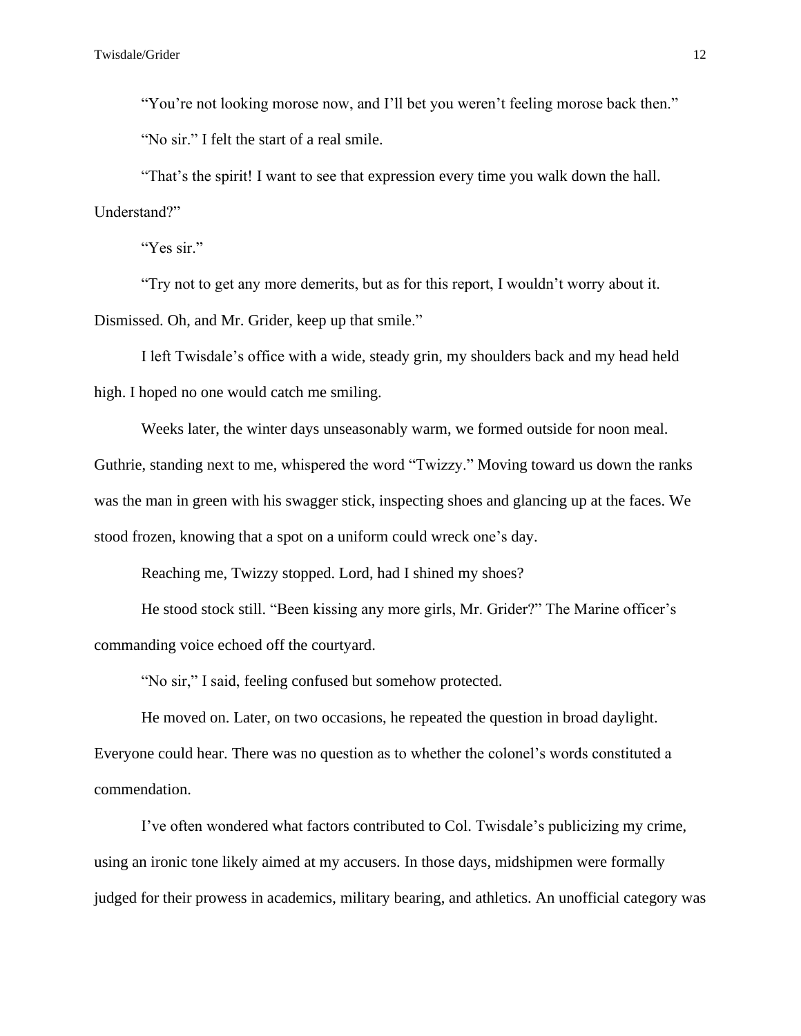"You're not looking morose now, and I'll bet you weren't feeling morose back then."

"No sir." I felt the start of a real smile.

"That's the spirit! I want to see that expression every time you walk down the hall. Understand?"

"Yes sir."

"Try not to get any more demerits, but as for this report, I wouldn't worry about it. Dismissed. Oh, and Mr. Grider, keep up that smile."

I left Twisdale's office with a wide, steady grin, my shoulders back and my head held high. I hoped no one would catch me smiling.

Weeks later, the winter days unseasonably warm, we formed outside for noon meal. Guthrie, standing next to me, whispered the word "Twizzy." Moving toward us down the ranks was the man in green with his swagger stick, inspecting shoes and glancing up at the faces. We stood frozen, knowing that a spot on a uniform could wreck one's day.

Reaching me, Twizzy stopped. Lord, had I shined my shoes?

He stood stock still. "Been kissing any more girls, Mr. Grider?" The Marine officer's commanding voice echoed off the courtyard.

"No sir," I said, feeling confused but somehow protected.

He moved on. Later, on two occasions, he repeated the question in broad daylight. Everyone could hear. There was no question as to whether the colonel's words constituted a commendation.

I've often wondered what factors contributed to Col. Twisdale's publicizing my crime, using an ironic tone likely aimed at my accusers. In those days, midshipmen were formally judged for their prowess in academics, military bearing, and athletics. An unofficial category was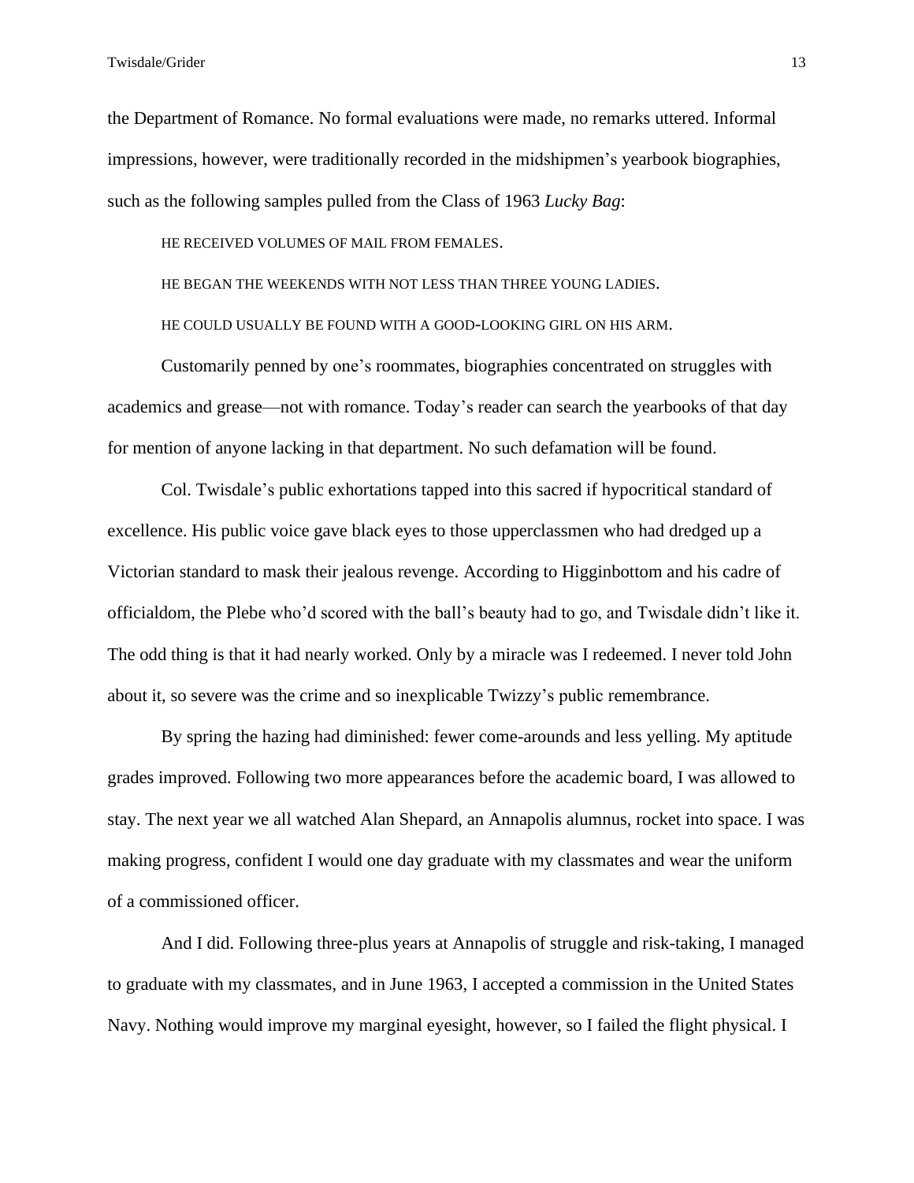the Department of Romance. No formal evaluations were made, no remarks uttered. Informal impressions, however, were traditionally recorded in the midshipmen's yearbook biographies, such as the following samples pulled from the Class of 1963 *Lucky Bag*:

HE RECEIVED VOLUMES OF MAIL FROM FEMALES.

HE BEGAN THE WEEKENDS WITH NOT LESS THAN THREE YOUNG LADIES.

HE COULD USUALLY BE FOUND WITH A GOOD-LOOKING GIRL ON HIS ARM.

Customarily penned by one's roommates, biographies concentrated on struggles with academics and grease—not with romance. Today's reader can search the yearbooks of that day for mention of anyone lacking in that department. No such defamation will be found.

Col. Twisdale's public exhortations tapped into this sacred if hypocritical standard of excellence. His public voice gave black eyes to those upperclassmen who had dredged up a Victorian standard to mask their jealous revenge. According to Higginbottom and his cadre of officialdom, the Plebe who'd scored with the ball's beauty had to go, and Twisdale didn't like it. The odd thing is that it had nearly worked. Only by a miracle was I redeemed. I never told John about it, so severe was the crime and so inexplicable Twizzy's public remembrance.

By spring the hazing had diminished: fewer come-arounds and less yelling. My aptitude grades improved. Following two more appearances before the academic board, I was allowed to stay. The next year we all watched Alan Shepard, an Annapolis alumnus, rocket into space. I was making progress, confident I would one day graduate with my classmates and wear the uniform of a commissioned officer.

And I did. Following three-plus years at Annapolis of struggle and risk-taking, I managed to graduate with my classmates, and in June 1963, I accepted a commission in the United States Navy. Nothing would improve my marginal eyesight, however, so I failed the flight physical. I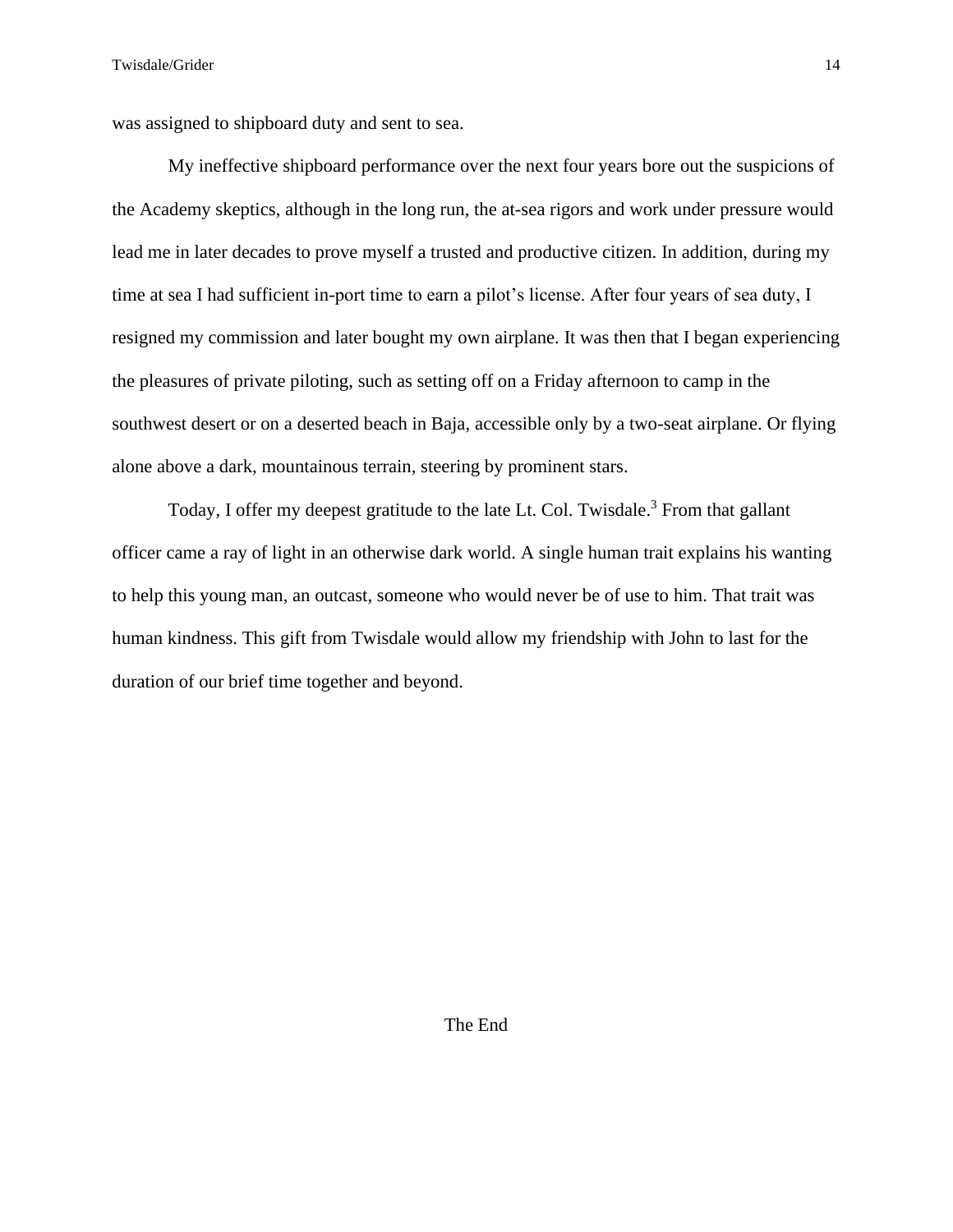was assigned to shipboard duty and sent to sea.

My ineffective shipboard performance over the next four years bore out the suspicions of the Academy skeptics, although in the long run, the at-sea rigors and work under pressure would lead me in later decades to prove myself a trusted and productive citizen. In addition, during my time at sea I had sufficient in-port time to earn a pilot's license. After four years of sea duty, I resigned my commission and later bought my own airplane. It was then that I began experiencing the pleasures of private piloting, such as setting off on a Friday afternoon to camp in the southwest desert or on a deserted beach in Baja, accessible only by a two-seat airplane. Or flying alone above a dark, mountainous terrain, steering by prominent stars.

Today, I offer my deepest gratitude to the late Lt. Col. Twisdale.[3] From that gallant officer came a ray of light in an otherwise dark world. A single human trait explains his wanting to help this young man, an outcast, someone who would never be of use to him. That trait was human kindness. This gift from Twisdale would allow my friendship with John to last for the duration of our brief time together and beyond.

The End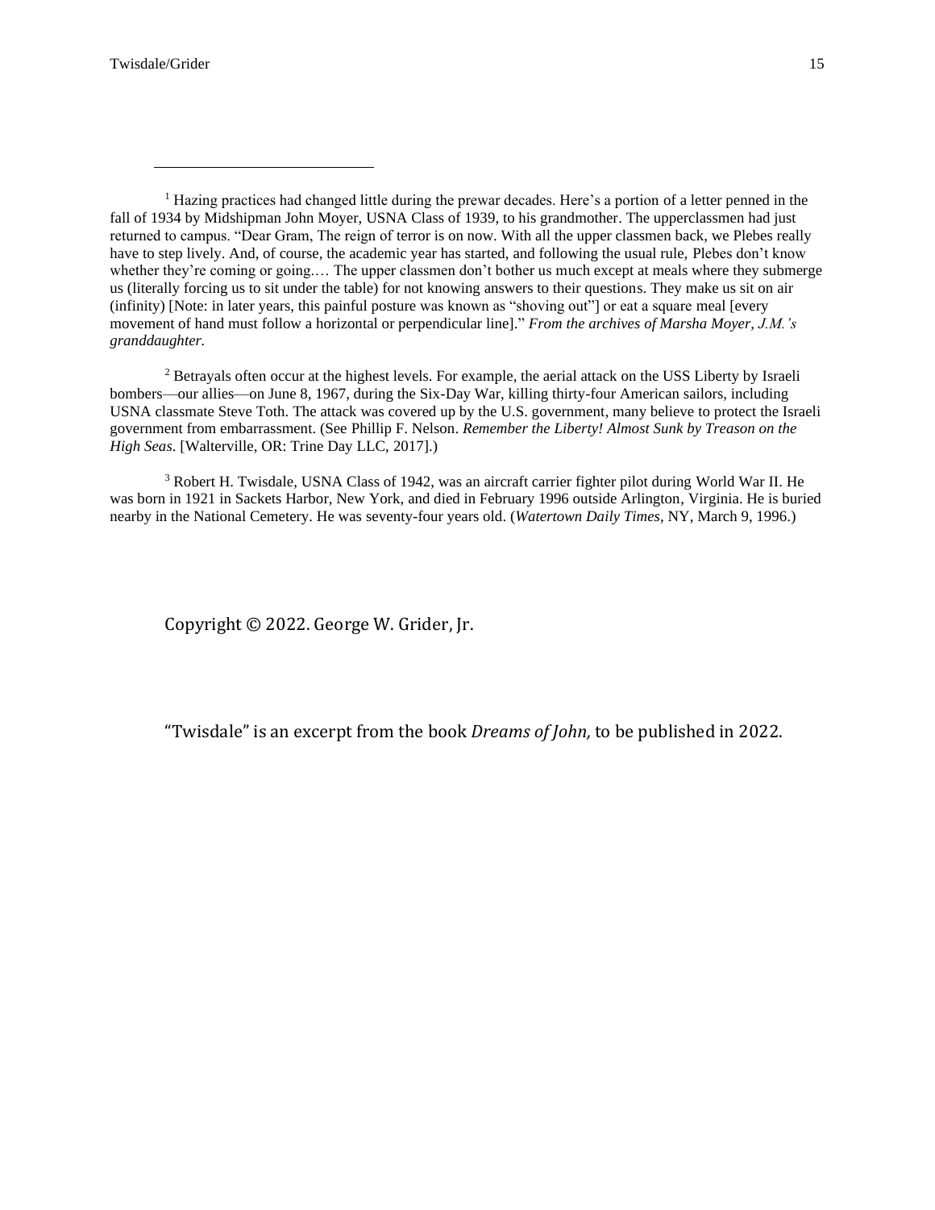---

[1] Hazing practices had changed little during the prewar decades. Here's a portion of a letter penned in the fall of 1934 by Midshipman John Moyer, USNA Class of 1939, to his grandmother. The upperclassmen had just returned to campus. "Dear Gram, The reign of terror is on now. With all the upper classmen back, we Plebes really have to step lively. And, of course, the academic year has started, and following the usual rule, Plebes don't know whether they're coming or going.… The upper classmen don't bother us much except at meals where they submerge us (literally forcing us to sit under the table) for not knowing answers to their questions. They make us sit on air (infinity) [Note: in later years, this painful posture was known as "shoving out"] or eat a square meal [every movement of hand must follow a horizontal or perpendicular line]." *From the archives of Marsha Moyer, J.M.'s granddaughter.*

[2] Betrayals often occur at the highest levels. For example, the aerial attack on the USS Liberty by Israeli bombers—our allies—on June 8, 1967, during the Six-Day War, killing thirty-four American sailors, including USNA classmate Steve Toth. The attack was covered up by the U.S. government, many believe to protect the Israeli government from embarrassment. (See Phillip F. Nelson. *Remember the Liberty! Almost Sunk by Treason on the High Seas*. [Walterville, OR: Trine Day LLC, 2017].)

[3] Robert H. Twisdale, USNA Class of 1942, was an aircraft carrier fighter pilot during World War II. He was born in 1921 in Sackets Harbor, New York, and died in February 1996 outside Arlington, Virginia. He is buried nearby in the National Cemetery. He was seventy-four years old. (*Watertown Daily Times*, NY, March 9, 1996.)

Copyright © 2022. George W. Grider, Jr.

"Twisdale" is an excerpt from the book *Dreams of John,* to be published in 2022.